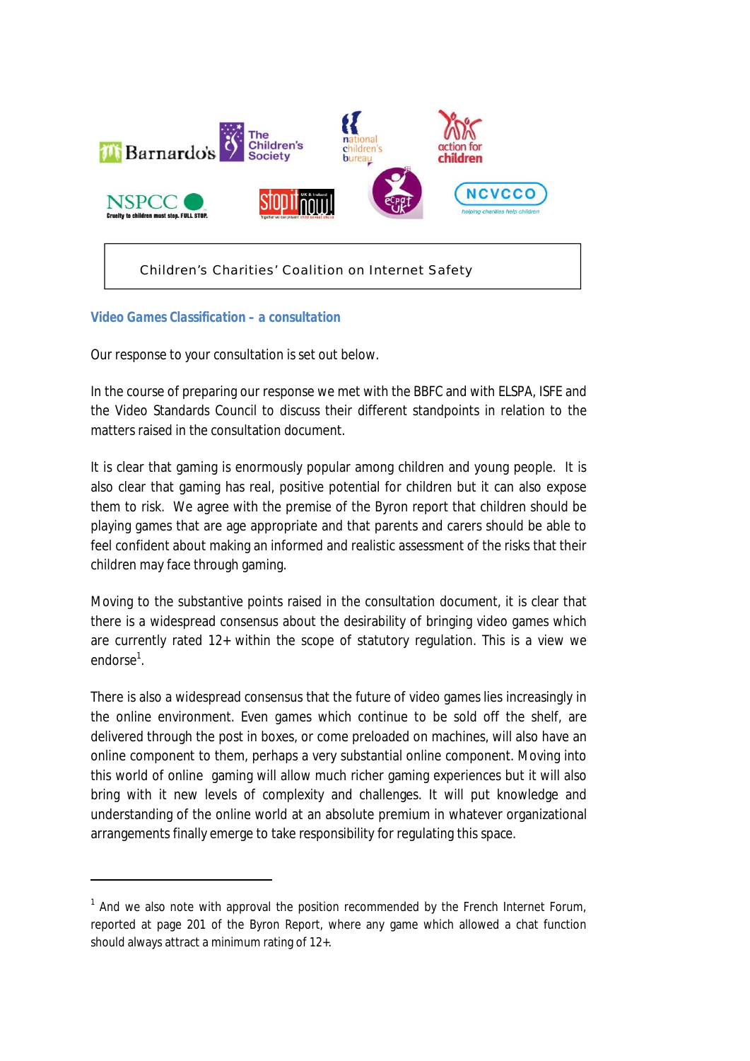Children's Charities' Coalition on Internet Safety

## Video Games Classification – a consultation

Our response to your consultation is set out below.

In the course of preparing our response we met with the BBFC and with ELSPA, ISFE and the Video Standards Council to discuss their different standpoints in relation to the matters raised in the consultation document.

It is clear that gaming is enormously popular among children and young people. It is also clear that gaming has real, positive potential for children but it can also expose them to risk. We agree with the premise of the Byron report that children should be playing games that are age appropriate and that parents and carers should be able to feel confident about making an informed and realistic assessment of the risks that their children may face through gaming.

Moving to the substantive points raised in the consultation document, it is clear that there is a widespread consensus about the desirability of bringing video games which are currently rated 12+ within the scope of statutory regulation. This is a view we endorse[1].

There is also a widespread consensus that the future of video games lies increasingly in the online environment. Even games which continue to be sold off the shelf, are delivered through the post in boxes, or come preloaded on machines, will also have an online component to them, perhaps a very substantial online component. Moving into this world of online gaming will allow much richer gaming experiences but it will also bring with it new levels of complexity and challenges. It will put knowledge and understanding of the online world at an absolute premium in whatever organizational arrangements finally emerge to take responsibility for regulating this space.

---

[1] And we also note with approval the position recommended by the French Internet Forum, reported at page 201 of the Byron Report, where any game which allowed a chat function should always attract a minimum rating of 12+.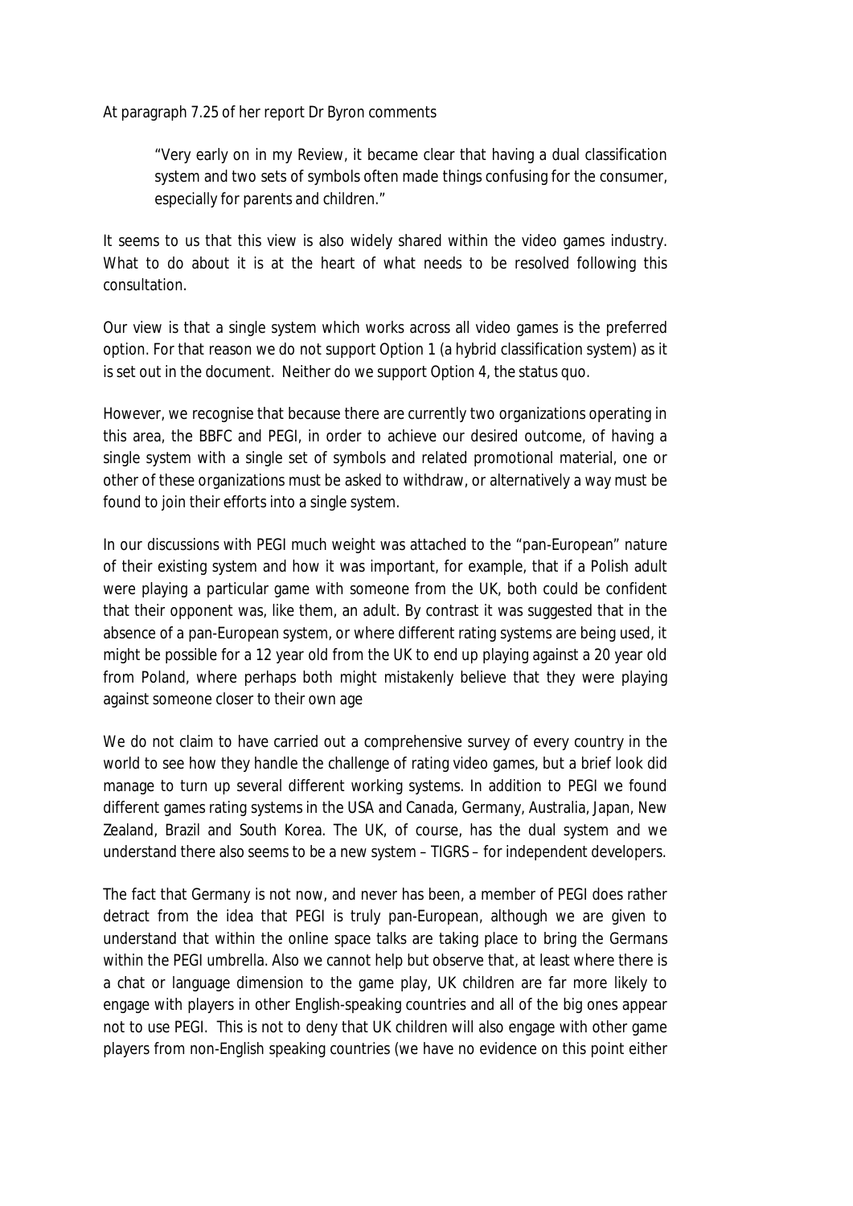At paragraph 7.25 of her report Dr Byron comments

> "Very early on in my Review, it became clear that having a dual classification system and two sets of symbols often made things confusing for the consumer, especially for parents and children."

It seems to us that this view is also widely shared within the video games industry. What to do about it is at the heart of what needs to be resolved following this consultation.

Our view is that a single system which works across all video games is the preferred option. For that reason we do not support Option 1 (a hybrid classification system) as it is set out in the document. Neither do we support Option 4, the status quo.

However, we recognise that because there are currently two organizations operating in this area, the BBFC and PEGI, in order to achieve our desired outcome, of having a single system with a single set of symbols and related promotional material, one or other of these organizations must be asked to withdraw, or alternatively a way must be found to join their efforts into a single system.

In our discussions with PEGI much weight was attached to the "pan-European" nature of their existing system and how it was important, for example, that if a Polish adult were playing a particular game with someone from the UK, both could be confident that their opponent was, like them, an adult. By contrast it was suggested that in the absence of a pan-European system, or where different rating systems are being used, it might be possible for a 12 year old from the UK to end up playing against a 20 year old from Poland, where perhaps both might mistakenly believe that they were playing against someone closer to their own age

We do not claim to have carried out a comprehensive survey of every country in the world to see how they handle the challenge of rating video games, but a brief look did manage to turn up several different working systems. In addition to PEGI we found different games rating systems in the USA and Canada, Germany, Australia, Japan, New Zealand, Brazil and South Korea. The UK, of course, has the dual system and we understand there also seems to be a new system – TIGRS – for independent developers.

The fact that Germany is not now, and never has been, a member of PEGI does rather detract from the idea that PEGI is truly pan-European, although we are given to understand that within the online space talks are taking place to bring the Germans within the PEGI umbrella. Also we cannot help but observe that, at least where there is a chat or language dimension to the game play, UK children are far more likely to engage with players in other English-speaking countries and all of the big ones appear not to use PEGI. This is not to deny that UK children will also engage with other game players from non-English speaking countries (we have no evidence on this point either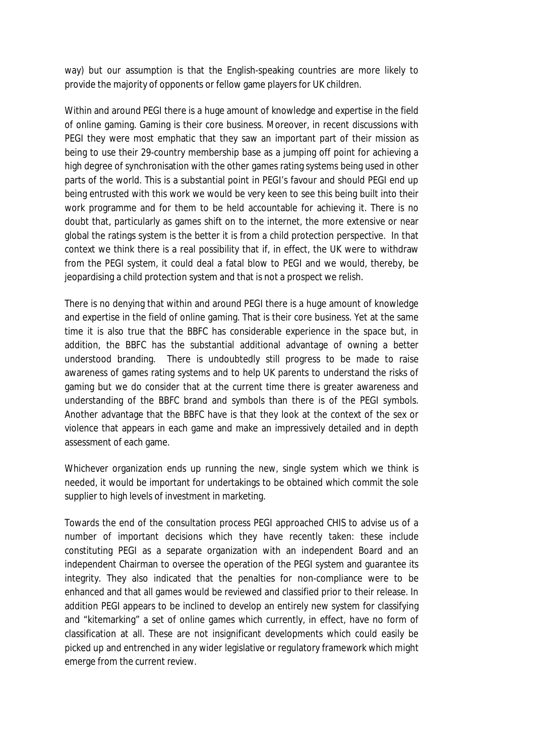way) but our assumption is that the English-speaking countries are more likely to provide the majority of opponents or fellow game players for UK children.

Within and around PEGI there is a huge amount of knowledge and expertise in the field of online gaming. Gaming is their core business. Moreover, in recent discussions with PEGI they were most emphatic that they saw an important part of their mission as being to use their 29-country membership base as a jumping off point for achieving a high degree of synchronisation with the other games rating systems being used in other parts of the world. This is a substantial point in PEGI's favour and should PEGI end up being entrusted with this work we would be very keen to see this being built into their work programme and for them to be held accountable for achieving it. There is no doubt that, particularly as games shift on to the internet, the more extensive or near global the ratings system is the better it is from a child protection perspective. In that context we think there is a real possibility that if, in effect, the UK were to withdraw from the PEGI system, it could deal a fatal blow to PEGI and we would, thereby, be jeopardising a child protection system and that is not a prospect we relish.

There is no denying that within and around PEGI there is a huge amount of knowledge and expertise in the field of online gaming. That is their core business. Yet at the same time it is also true that the BBFC has considerable experience in the space but, in addition, the BBFC has the substantial additional advantage of owning a better understood branding. There is undoubtedly still progress to be made to raise awareness of games rating systems and to help UK parents to understand the risks of gaming but we do consider that at the current time there is greater awareness and understanding of the BBFC brand and symbols than there is of the PEGI symbols. Another advantage that the BBFC have is that they look at the context of the sex or violence that appears in each game and make an impressively detailed and in depth assessment of each game.

Whichever organization ends up running the new, single system which we think is needed, it would be important for undertakings to be obtained which commit the sole supplier to high levels of investment in marketing.

Towards the end of the consultation process PEGI approached CHIS to advise us of a number of important decisions which they have recently taken: these include constituting PEGI as a separate organization with an independent Board and an independent Chairman to oversee the operation of the PEGI system and guarantee its integrity. They also indicated that the penalties for non-compliance were to be enhanced and that all games would be reviewed and classified prior to their release. In addition PEGI appears to be inclined to develop an entirely new system for classifying and "kitemarking" a set of online games which currently, in effect, have no form of classification at all. These are not insignificant developments which could easily be picked up and entrenched in any wider legislative or regulatory framework which might emerge from the current review.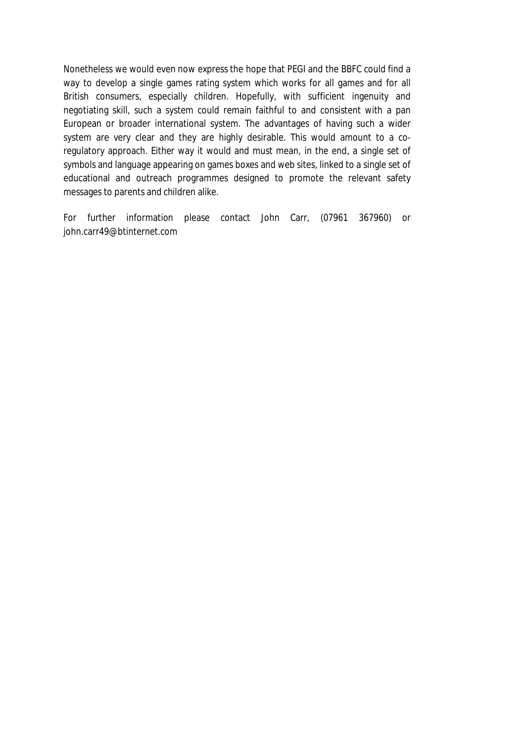Nonetheless we would even now express the hope that PEGI and the BBFC could find a way to develop a single games rating system which works for all games and for all British consumers, especially children. Hopefully, with sufficient ingenuity and negotiating skill, such a system could remain faithful to and consistent with a pan European or broader international system. The advantages of having such a wider system are very clear and they are highly desirable. This would amount to a co-regulatory approach. Either way it would and must mean, in the end, a single set of symbols and language appearing on games boxes and web sites, linked to a single set of educational and outreach programmes designed to promote the relevant safety messages to parents and children alike.

For further information please contact John Carr, (07961 367960) or john.carr49@btinternet.com